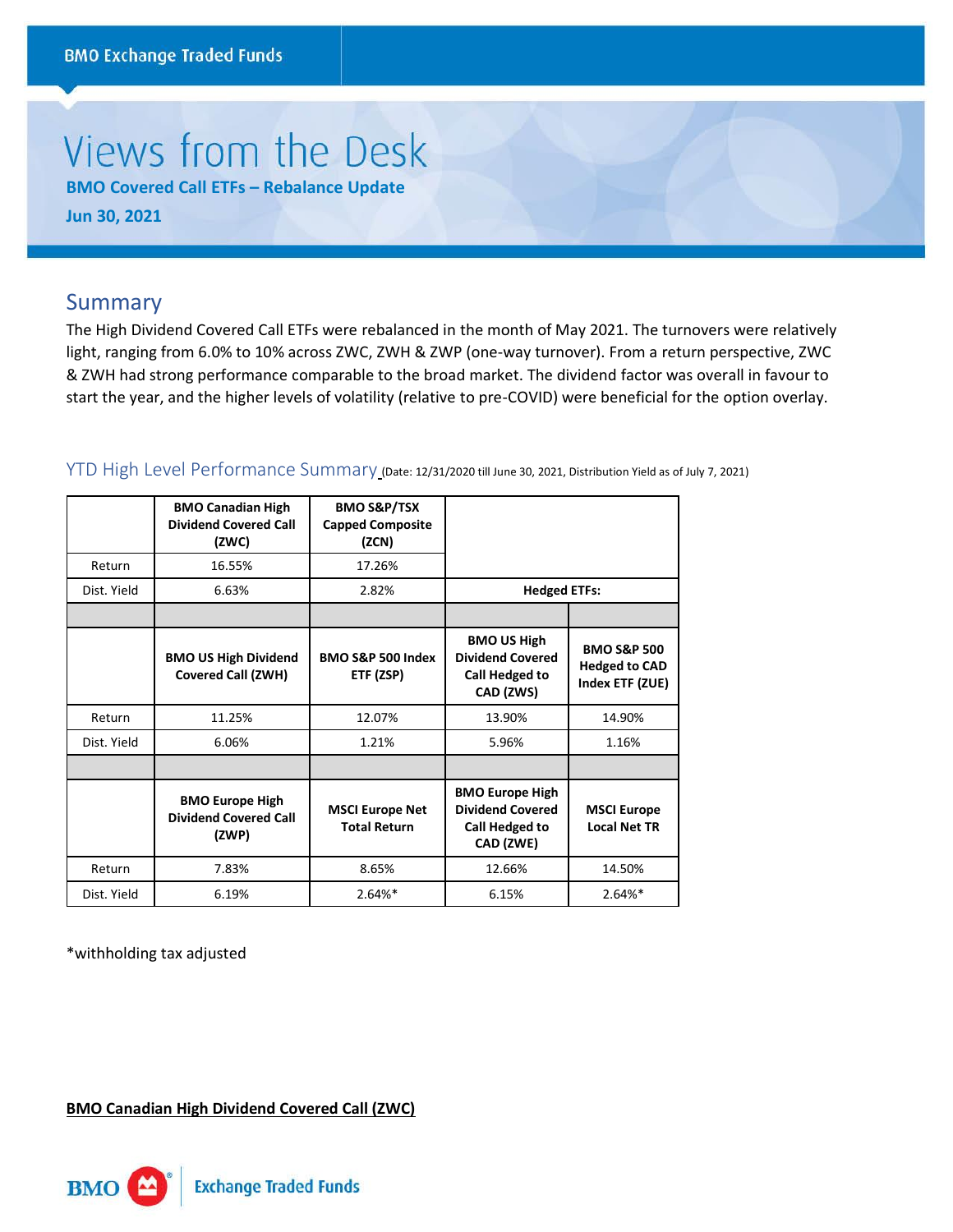BMO Exchange Traded Funds

# Views from the Desk

**BMO Covered Call ETFs – Rebalance Update**

**Jun 30, 2021**

## Summary

The High Dividend Covered Call ETFs were rebalanced in the month of May 2021. The turnovers were relatively light, ranging from 6.0% to 10% across ZWC, ZWH & ZWP (one-way turnover). From a return perspective, ZWC & ZWH had strong performance comparable to the broad market. The dividend factor was overall in favour to start the year, and the higher levels of volatility (relative to pre-COVID) were beneficial for the option overlay.

### YTD High Level Performance Summary (Date: 12/31/2020 till June 30, 2021, Distribution Yield as of July 7, 2021)

| | BMO Canadian High Dividend Covered Call (ZWC) | BMO S&P/TSX Capped Composite (ZCN) | | |
|---|---|---|---|---|
| Return | 16.55% | 17.26% | | |
| Dist. Yield | 6.63% | 2.82% | Hedged ETFs: | |
| | | | | |
| | **BMO US High Dividend Covered Call (ZWH)** | **BMO S&P 500 Index ETF (ZSP)** | **BMO US High Dividend Covered Call Hedged to CAD (ZWS)** | **BMO S&P 500 Hedged to CAD Index ETF (ZUE)** |
| Return | 11.25% | 12.07% | 13.90% | 14.90% |
| Dist. Yield | 6.06% | 1.21% | 5.96% | 1.16% |
| | | | | |
| | **BMO Europe High Dividend Covered Call (ZWP)** | **MSCI Europe Net Total Return** | **BMO Europe High Dividend Covered Call Hedged to CAD (ZWE)** | **MSCI Europe Local Net TR** |
| Return | 7.83% | 8.65% | 12.66% | 14.50% |
| Dist. Yield | 6.19% | 2.64%* | 6.15% | 2.64%* |

*withholding tax adjusted

**BMO Canadian High Dividend Covered Call (ZWC)**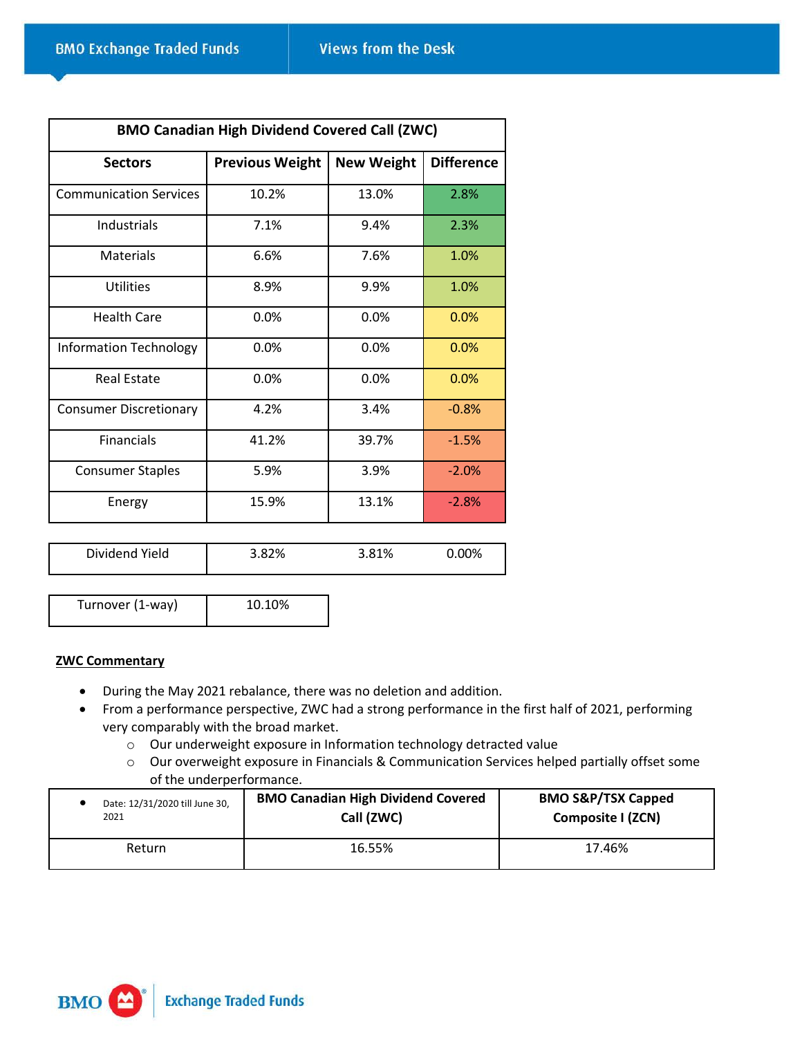| BMO Canadian High Dividend Covered Call (ZWC) | | | |
|---|---|---|---|
| **Sectors** | **Previous Weight** | **New Weight** | **Difference** |
| Communication Services | 10.2% | 13.0% | 2.8% |
| Industrials | 7.1% | 9.4% | 2.3% |
| Materials | 6.6% | 7.6% | 1.0% |
| Utilities | 8.9% | 9.9% | 1.0% |
| Health Care | 0.0% | 0.0% | 0.0% |
| Information Technology | 0.0% | 0.0% | 0.0% |
| Real Estate | 0.0% | 0.0% | 0.0% |
| Consumer Discretionary | 4.2% | 3.4% | -0.8% |
| Financials | 41.2% | 39.7% | -1.5% |
| Consumer Staples | 5.9% | 3.9% | -2.0% |
| Energy | 15.9% | 13.1% | -2.8% |

| Dividend Yield | 3.82% | 3.81% | 0.00% |
|---|---|---|---|

| Turnover (1-way) | 10.10% |
|---|---|

**ZWC Commentary**

- During the May 2021 rebalance, there was no deletion and addition.
- From a performance perspective, ZWC had a strong performance in the first half of 2021, performing very comparably with the broad market.
  - Our underweight exposure in Information technology detracted value
  - Our overweight exposure in Financials & Communication Services helped partially offset some of the underperformance.

| • Date: 12/31/2020 till June 30, 2021 | **BMO Canadian High Dividend Covered Call (ZWC)** | **BMO S&P/TSX Capped Composite I (ZCN)** |
|---|---|---|
| Return | 16.55% | 17.46% |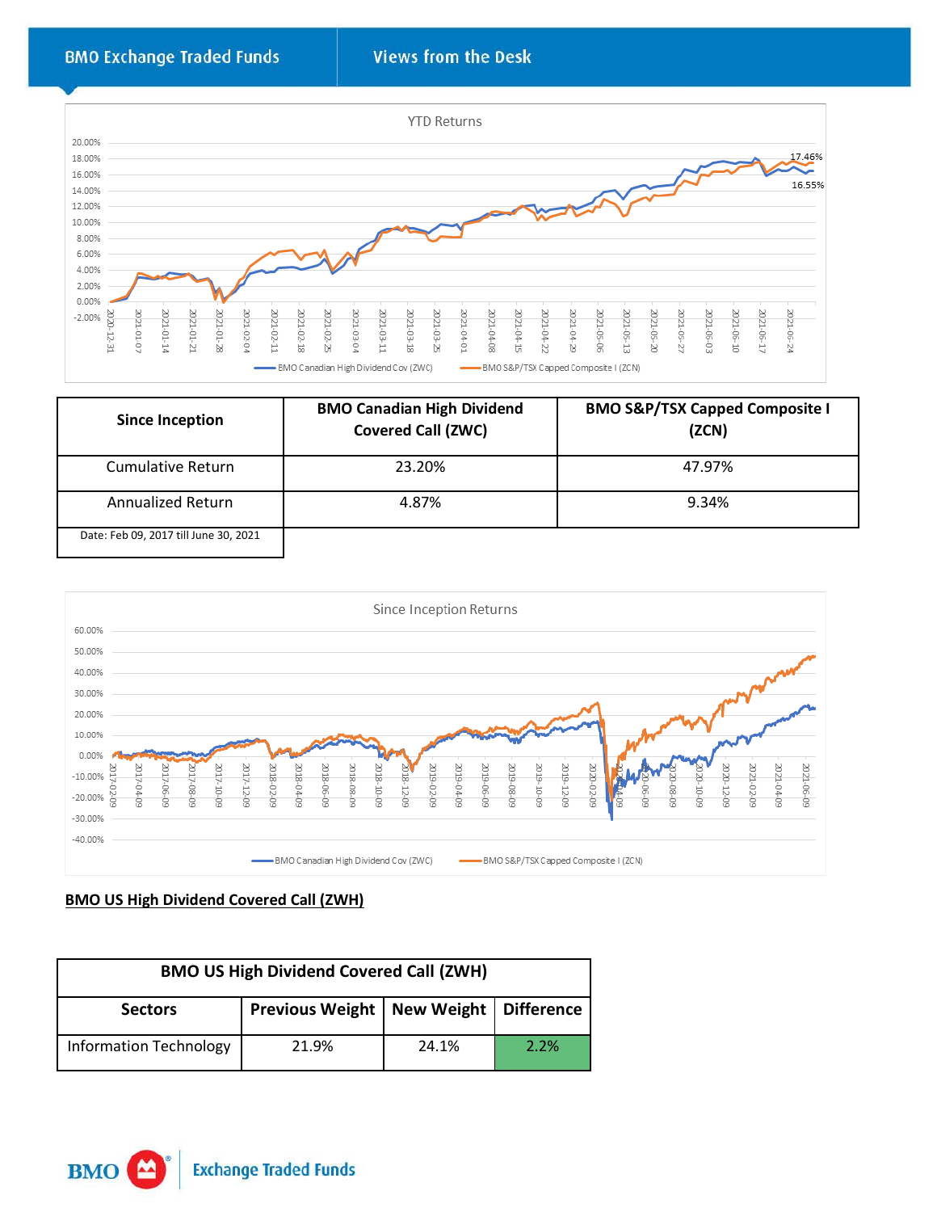YTD Returns

| 20.00% |
|---|

Legend: BMO Canadian High Dividend Cov (ZWC) — 16.55%; BMO S&P/TSX Capped Composite I (ZCN) — 17.46%

| Since Inception | BMO Canadian High Dividend Covered Call (ZWC) | BMO S&P/TSX Capped Composite I (ZCN) |
|---|---|---|
| Cumulative Return | 23.20% | 47.97% |
| Annualized Return | 4.87% | 9.34% |

Date: Feb 09, 2017 till June 30, 2021

Since Inception Returns

Legend: BMO Canadian High Dividend Cov (ZWC); BMO S&P/TSX Capped Composite I (ZCN)

**BMO US High Dividend Covered Call (ZWH)**

| BMO US High Dividend Covered Call (ZWH) | | | |
|---|---|---|---|
| Sectors | Previous Weight | New Weight | Difference |
| Information Technology | 21.9% | 24.1% | 2.2% |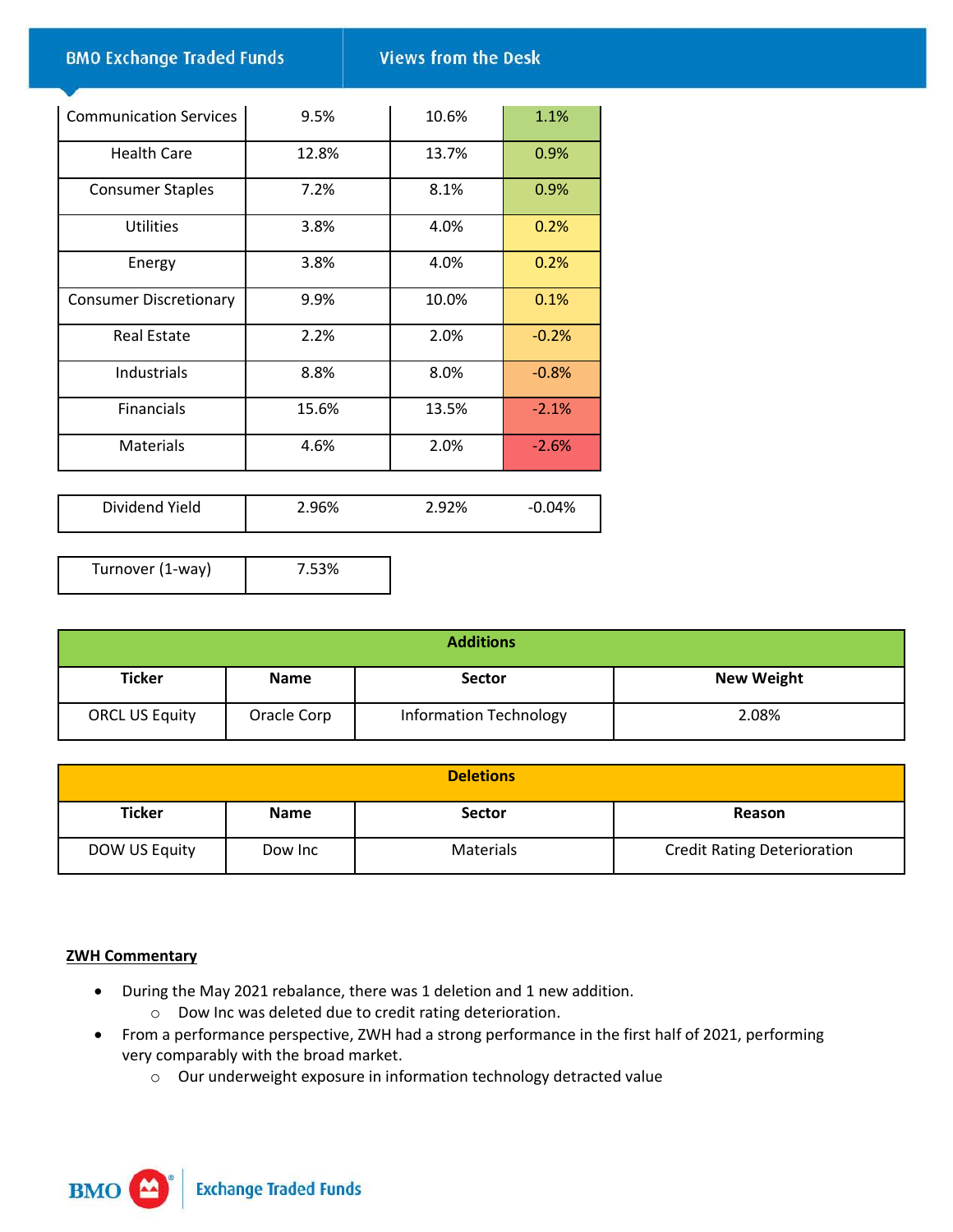| | | | |
|---|---|---|---|
| Communication Services | 9.5% | 10.6% | 1.1% |
| Health Care | 12.8% | 13.7% | 0.9% |
| Consumer Staples | 7.2% | 8.1% | 0.9% |
| Utilities | 3.8% | 4.0% | 0.2% |
| Energy | 3.8% | 4.0% | 0.2% |
| Consumer Discretionary | 9.9% | 10.0% | 0.1% |
| Real Estate | 2.2% | 2.0% | -0.2% |
| Industrials | 8.8% | 8.0% | -0.8% |
| Financials | 15.6% | 13.5% | -2.1% |
| Materials | 4.6% | 2.0% | -2.6% |

| | | | |
|---|---|---|---|
| Dividend Yield | 2.96% | 2.92% | -0.04% |

| | |
|---|---|
| Turnover (1-way) | 7.53% |

| Additions | | | |
|---|---|---|---|
| **Ticker** | **Name** | **Sector** | **New Weight** |
| ORCL US Equity | Oracle Corp | Information Technology | 2.08% |

| Deletions | | | |
|---|---|---|---|
| **Ticker** | **Name** | **Sector** | **Reason** |
| DOW US Equity | Dow Inc | Materials | Credit Rating Deterioration |

**ZWH Commentary**

- During the May 2021 rebalance, there was 1 deletion and 1 new addition.
  - Dow Inc was deleted due to credit rating deterioration.
- From a performance perspective, ZWH had a strong performance in the first half of 2021, performing very comparably with the broad market.
  - Our underweight exposure in information technology detracted value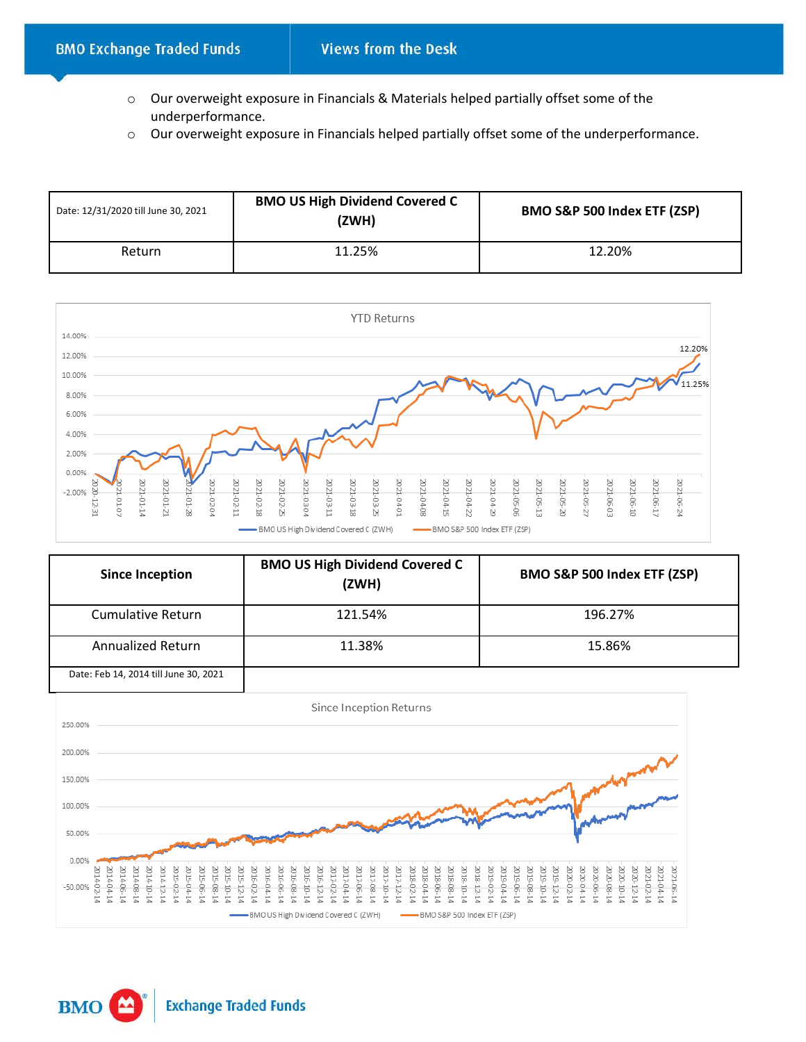- Our overweight exposure in Financials & Materials helped partially offset some of the underperformance.
- Our overweight exposure in Financials helped partially offset some of the underperformance.

| Date: 12/31/2020 till June 30, 2021 | BMO US High Dividend Covered C (ZWH) | BMO S&P 500 Index ETF (ZSP) |
|---|---|---|
| Return | 11.25% | 12.20% |

| Since Inception | BMO US High Dividend Covered C (ZWH) | BMO S&P 500 Index ETF (ZSP) |
|---|---|---|
| Cumulative Return | 121.54% | 196.27% |
| Annualized Return | 11.38% | 15.86% |
| Date: Feb 14, 2014 till June 30, 2021 | | |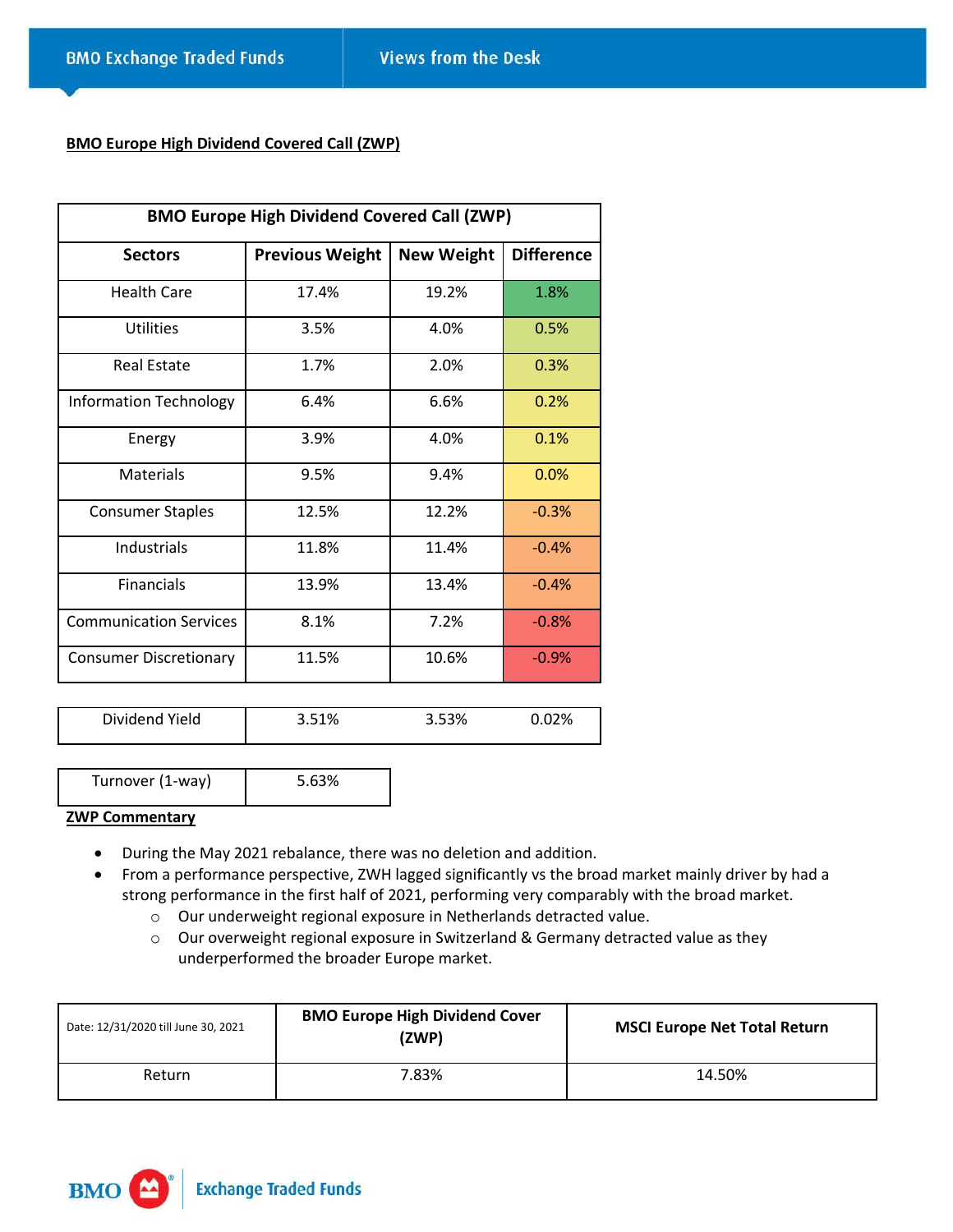**BMO Europe High Dividend Covered Call (ZWP)**

| BMO Europe High Dividend Covered Call (ZWP) | | | |
|---|---|---|---|
| **Sectors** | **Previous Weight** | **New Weight** | **Difference** |
| Health Care | 17.4% | 19.2% | 1.8% |
| Utilities | 3.5% | 4.0% | 0.5% |
| Real Estate | 1.7% | 2.0% | 0.3% |
| Information Technology | 6.4% | 6.6% | 0.2% |
| Energy | 3.9% | 4.0% | 0.1% |
| Materials | 9.5% | 9.4% | 0.0% |
| Consumer Staples | 12.5% | 12.2% | -0.3% |
| Industrials | 11.8% | 11.4% | -0.4% |
| Financials | 13.9% | 13.4% | -0.4% |
| Communication Services | 8.1% | 7.2% | -0.8% |
| Consumer Discretionary | 11.5% | 10.6% | -0.9% |

| | | | |
|---|---|---|---|
| Dividend Yield | 3.51% | 3.53% | 0.02% |

| | |
|---|---|
| Turnover (1-way) | 5.63% |

**ZWP Commentary**

- During the May 2021 rebalance, there was no deletion and addition.
- From a performance perspective, ZWH lagged significantly vs the broad market mainly driver by had a strong performance in the first half of 2021, performing very comparably with the broad market.
  - Our underweight regional exposure in Netherlands detracted value.
  - Our overweight regional exposure in Switzerland & Germany detracted value as they underperformed the broader Europe market.

| Date: 12/31/2020 till June 30, 2021 | BMO Europe High Dividend Cover (ZWP) | MSCI Europe Net Total Return |
|---|---|---|
| Return | 7.83% | 14.50% |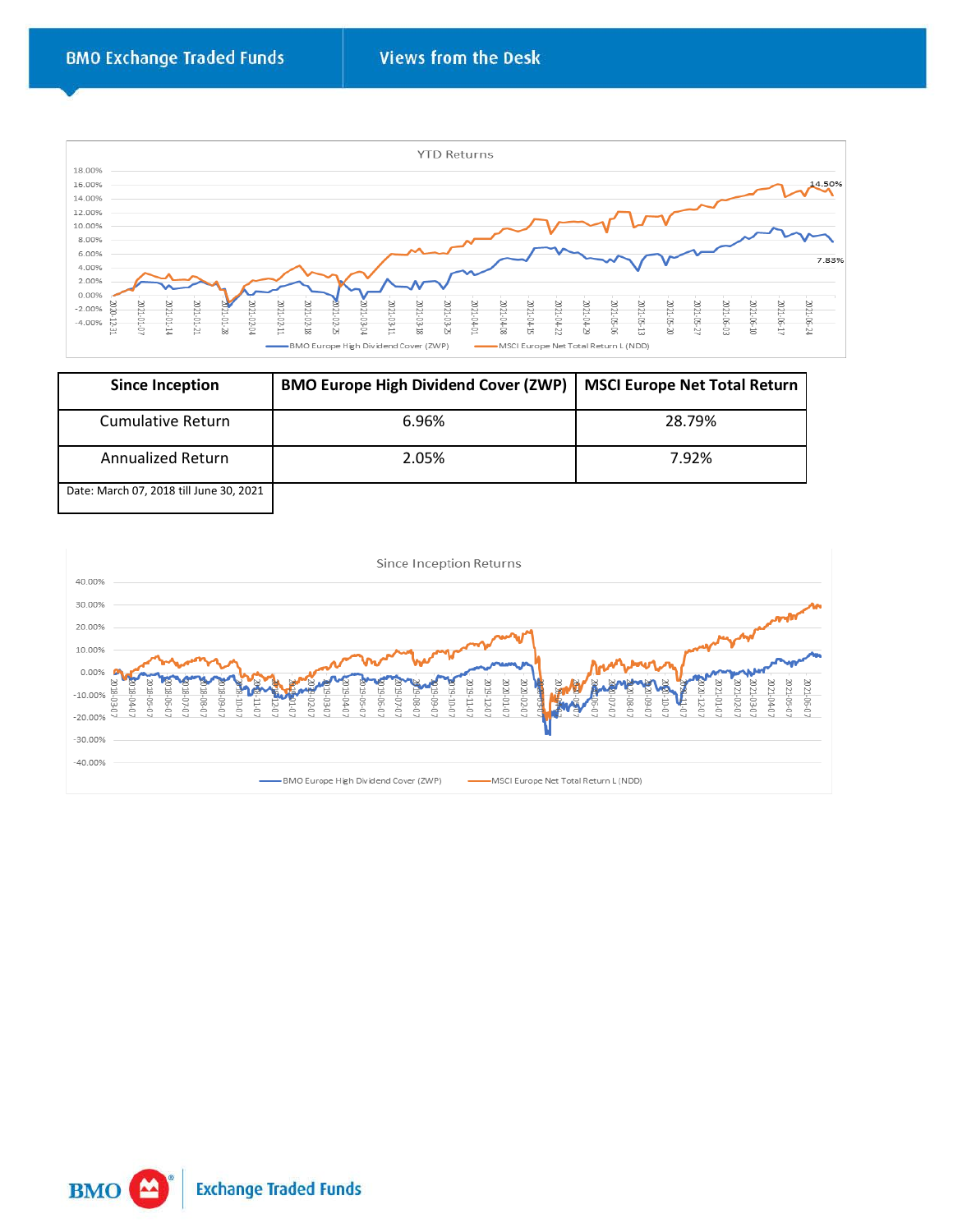YTD Returns

| Since Inception | BMO Europe High Dividend Cover (ZWP) | MSCI Europe Net Total Return |
| --- | --- | --- |
| Cumulative Return | 6.96% | 28.79% |
| Annualized Return | 2.05% | 7.92% |
| Date: March 07, 2018 till June 30, 2021 | | |

Since Inception Returns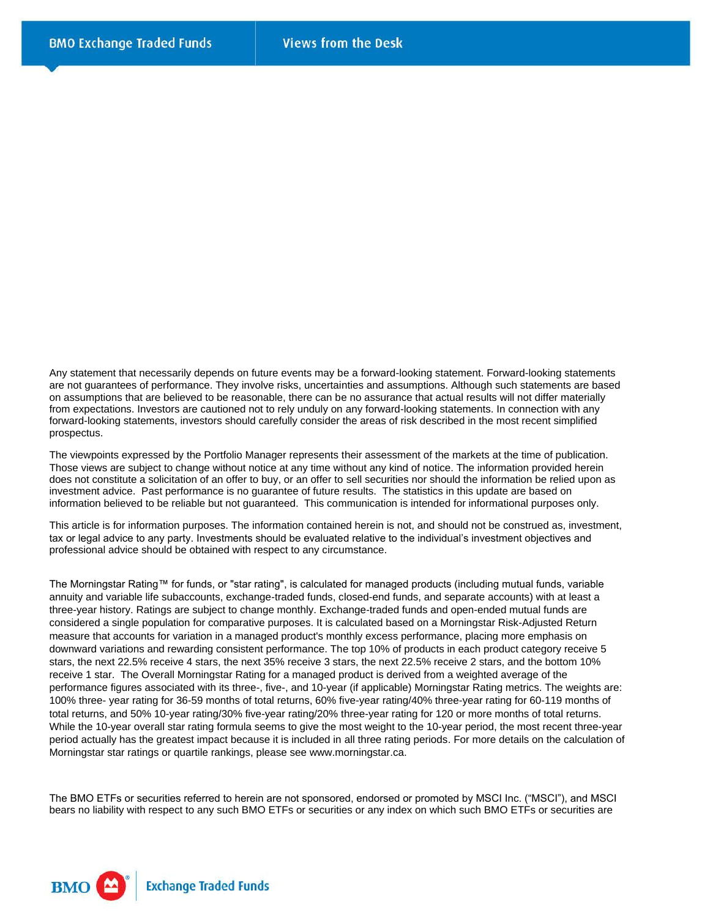Any statement that necessarily depends on future events may be a forward-looking statement. Forward-looking statements are not guarantees of performance. They involve risks, uncertainties and assumptions. Although such statements are based on assumptions that are believed to be reasonable, there can be no assurance that actual results will not differ materially from expectations. Investors are cautioned not to rely unduly on any forward-looking statements. In connection with any forward-looking statements, investors should carefully consider the areas of risk described in the most recent simplified prospectus.

The viewpoints expressed by the Portfolio Manager represents their assessment of the markets at the time of publication. Those views are subject to change without notice at any time without any kind of notice. The information provided herein does not constitute a solicitation of an offer to buy, or an offer to sell securities nor should the information be relied upon as investment advice. Past performance is no guarantee of future results. The statistics in this update are based on information believed to be reliable but not guaranteed. This communication is intended for informational purposes only.

This article is for information purposes. The information contained herein is not, and should not be construed as, investment, tax or legal advice to any party. Investments should be evaluated relative to the individual's investment objectives and professional advice should be obtained with respect to any circumstance.

The Morningstar Rating™ for funds, or "star rating", is calculated for managed products (including mutual funds, variable annuity and variable life subaccounts, exchange-traded funds, closed-end funds, and separate accounts) with at least a three-year history. Ratings are subject to change monthly. Exchange-traded funds and open-ended mutual funds are considered a single population for comparative purposes. It is calculated based on a Morningstar Risk-Adjusted Return measure that accounts for variation in a managed product's monthly excess performance, placing more emphasis on downward variations and rewarding consistent performance. The top 10% of products in each product category receive 5 stars, the next 22.5% receive 4 stars, the next 35% receive 3 stars, the next 22.5% receive 2 stars, and the bottom 10% receive 1 star. The Overall Morningstar Rating for a managed product is derived from a weighted average of the performance figures associated with its three-, five-, and 10-year (if applicable) Morningstar Rating metrics. The weights are: 100% three- year rating for 36-59 months of total returns, 60% five-year rating/40% three-year rating for 60-119 months of total returns, and 50% 10-year rating/30% five-year rating/20% three-year rating for 120 or more months of total returns. While the 10-year overall star rating formula seems to give the most weight to the 10-year period, the most recent three-year period actually has the greatest impact because it is included in all three rating periods. For more details on the calculation of Morningstar star ratings or quartile rankings, please see www.morningstar.ca.

The BMO ETFs or securities referred to herein are not sponsored, endorsed or promoted by MSCI Inc. ("MSCI"), and MSCI bears no liability with respect to any such BMO ETFs or securities or any index on which such BMO ETFs or securities are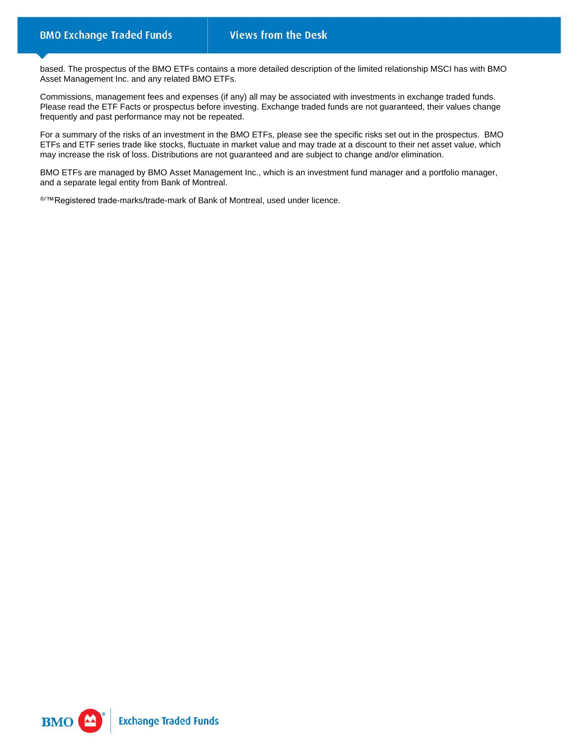based. The prospectus of the BMO ETFs contains a more detailed description of the limited relationship MSCI has with BMO Asset Management Inc. and any related BMO ETFs.

Commissions, management fees and expenses (if any) all may be associated with investments in exchange traded funds. Please read the ETF Facts or prospectus before investing. Exchange traded funds are not guaranteed, their values change frequently and past performance may not be repeated.

For a summary of the risks of an investment in the BMO ETFs, please see the specific risks set out in the prospectus. BMO ETFs and ETF series trade like stocks, fluctuate in market value and may trade at a discount to their net asset value, which may increase the risk of loss. Distributions are not guaranteed and are subject to change and/or elimination.

BMO ETFs are managed by BMO Asset Management Inc., which is an investment fund manager and a portfolio manager, and a separate legal entity from Bank of Montreal.

®/™Registered trade-marks/trade-mark of Bank of Montreal, used under licence.